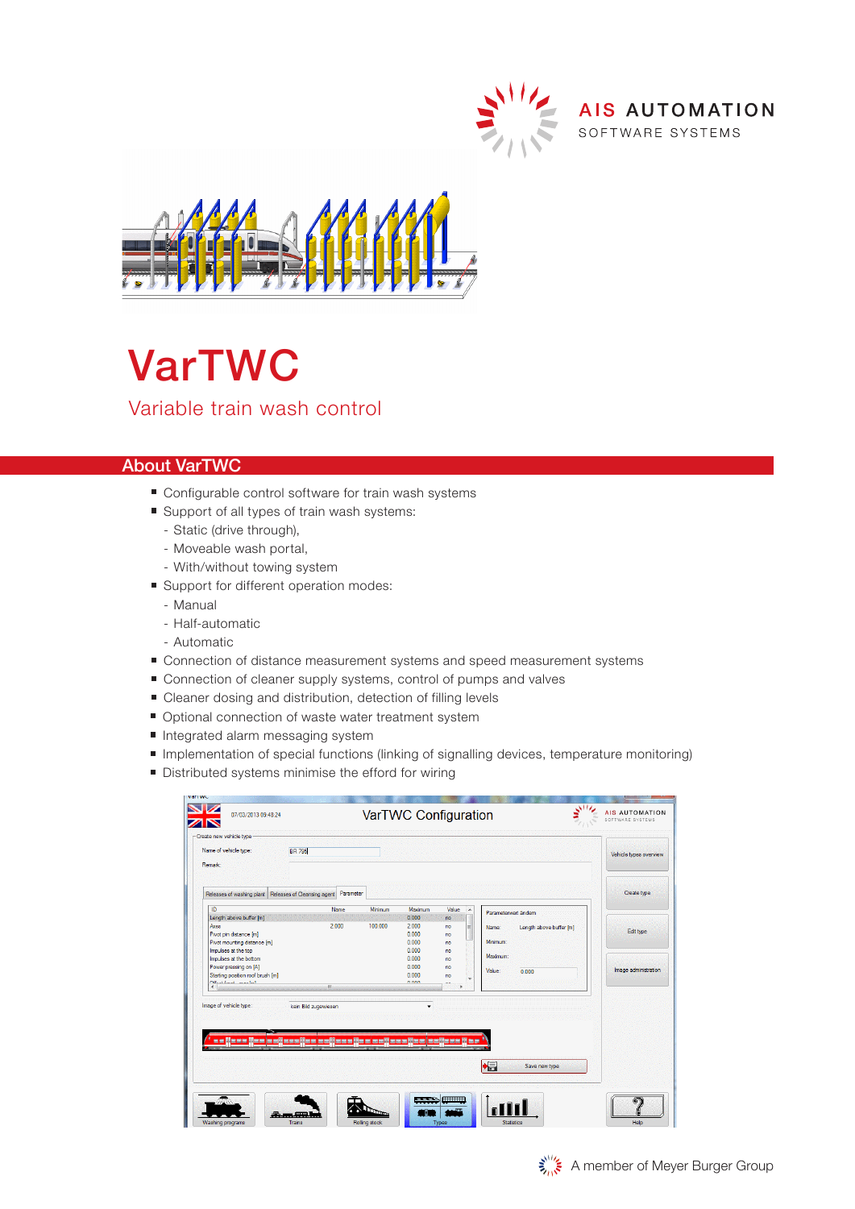AIS AUTOMATION
SOFTWARE SYSTEMS

# VarTWC

## Variable train wash control

## About VarTWC

- Configurable control software for train wash systems
- Support of all types of train wash systems:
  - Static (drive through),
  - Moveable wash portal,
  - With/without towing system
- Support for different operation modes:
  - Manual
  - Half-automatic
  - Automatic
- Connection of distance measurement systems and speed measurement systems
- Connection of cleaner supply systems, control of pumps and valves
- Cleaner dosing and distribution, detection of filling levels
- Optional connection of waste water treatment system
- Integrated alarm messaging system
- Implementation of special functions (linking of signalling devices, temperature monitoring)
- Distributed systems minimise the efford for wiring

A member of Meyer Burger Group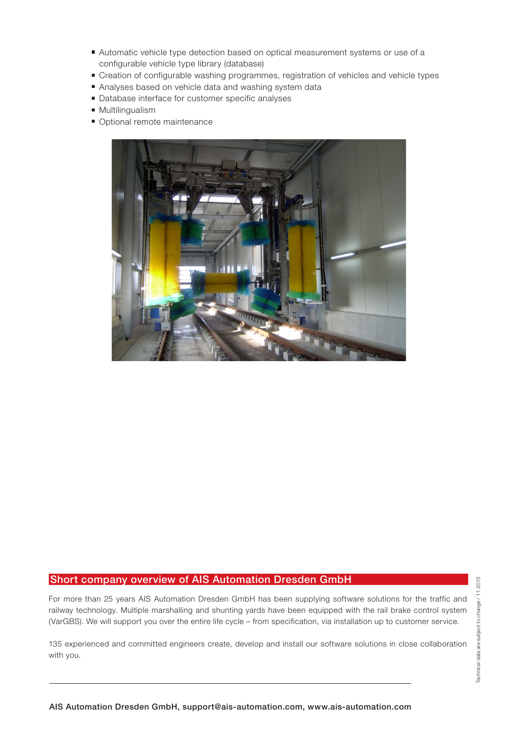- Automatic vehicle type detection based on optical measurement systems or use of a configurable vehicle type library (database)
- Creation of configurable washing programmes, registration of vehicles and vehicle types
- Analyses based on vehicle data and washing system data
- Database interface for customer specific analyses
- Multilingualism
- Optional remote maintenance

## Short company overview of AIS Automation Dresden GmbH

For more than 25 years AIS Automation Dresden GmbH has been supplying software solutions for the traffic and railway technology. Multiple marshalling and shunting yards have been equipped with the rail brake control system (VarGBS). We will support you over the entire life cycle – from specification, via installation up to customer service.

135 experienced and committed engineers create, develop and install our software solutions in close collaboration with you.

Technical data are subject to change / 11-2015

**AIS Automation Dresden GmbH, support@ais-automation.com, www.ais-automation.com**